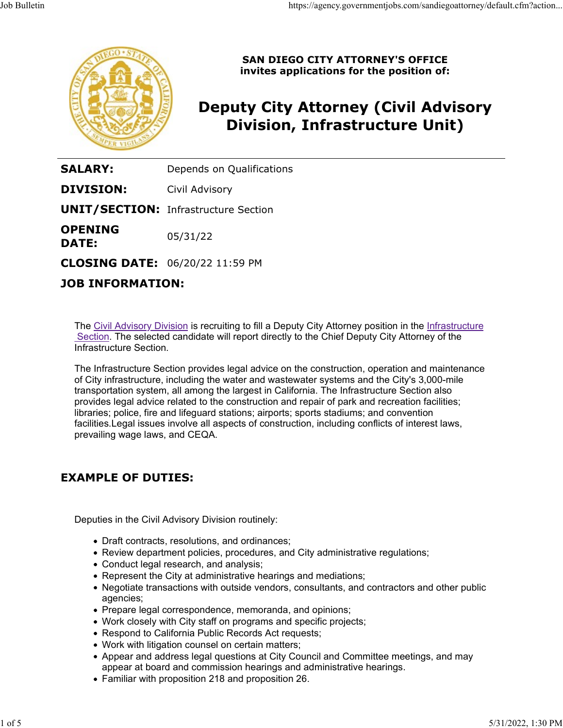**SAN DIEGO CITY ATTORNEY'S OFFICE**
**invites applications for the position of:**

# Deputy City Attorney (Civil Advisory Division, Infrastructure Unit)

| | |
|---|---|
| **SALARY:** | Depends on Qualifications |
| **DIVISION:** | Civil Advisory |
| **UNIT/SECTION:** | Infrastructure Section |
| **OPENING DATE:** | 05/31/22 |
| **CLOSING DATE:** | 06/20/22 11:59 PM |

## JOB INFORMATION:

The Civil Advisory Division is recruiting to fill a Deputy City Attorney position in the Infrastructure Section. The selected candidate will report directly to the Chief Deputy City Attorney of the Infrastructure Section.

The Infrastructure Section provides legal advice on the construction, operation and maintenance of City infrastructure, including the water and wastewater systems and the City's 3,000-mile transportation system, all among the largest in California. The Infrastructure Section also provides legal advice related to the construction and repair of park and recreation facilities; libraries; police, fire and lifeguard stations; airports; sports stadiums; and convention facilities.Legal issues involve all aspects of construction, including conflicts of interest laws, prevailing wage laws, and CEQA.

## EXAMPLE OF DUTIES:

Deputies in the Civil Advisory Division routinely:

- Draft contracts, resolutions, and ordinances;
- Review department policies, procedures, and City administrative regulations;
- Conduct legal research, and analysis;
- Represent the City at administrative hearings and mediations;
- Negotiate transactions with outside vendors, consultants, and contractors and other public agencies;
- Prepare legal correspondence, memoranda, and opinions;
- Work closely with City staff on programs and specific projects;
- Respond to California Public Records Act requests;
- Work with litigation counsel on certain matters;
- Appear and address legal questions at City Council and Committee meetings, and may appear at board and commission hearings and administrative hearings.
- Familiar with proposition 218 and proposition 26.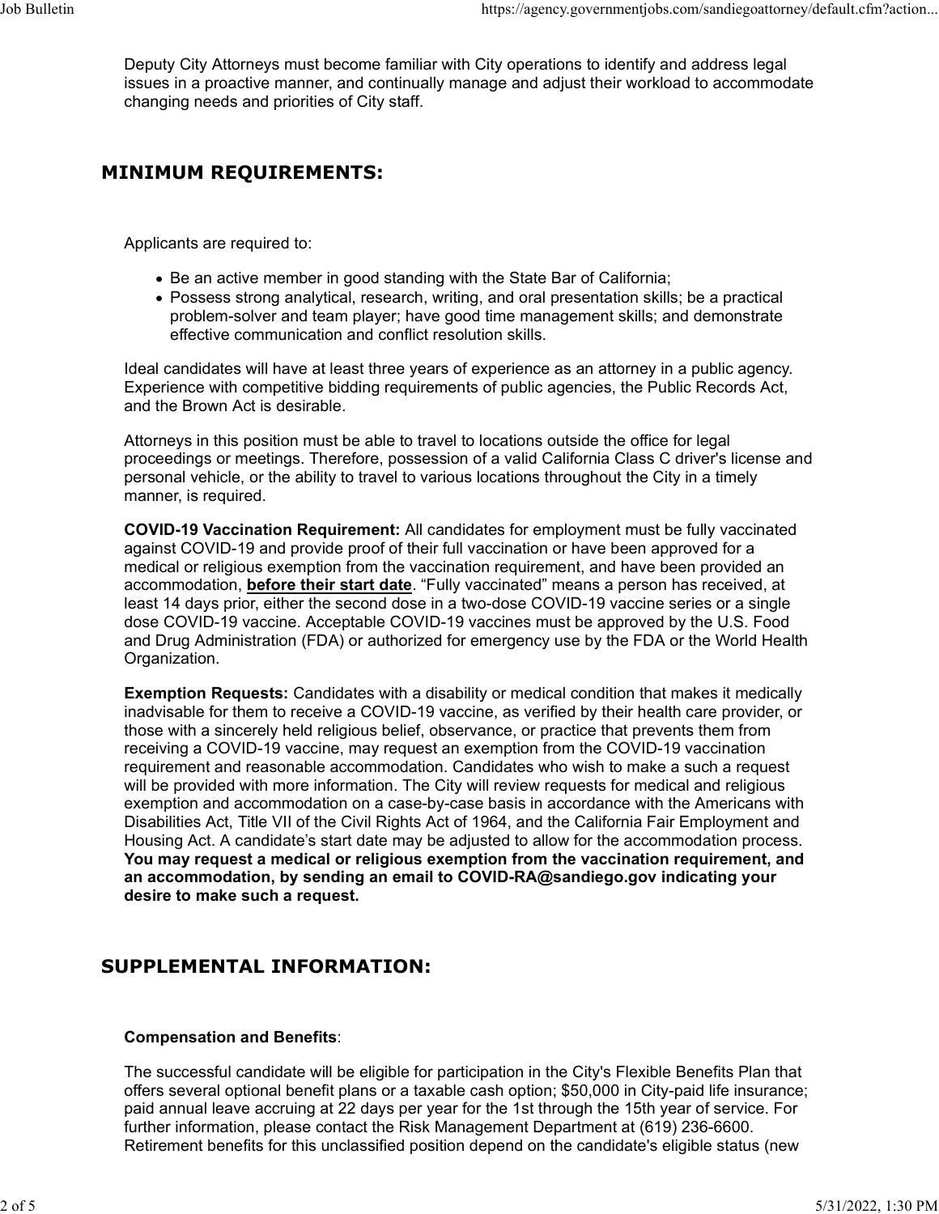Deputy City Attorneys must become familiar with City operations to identify and address legal issues in a proactive manner, and continually manage and adjust their workload to accommodate changing needs and priorities of City staff.

## MINIMUM REQUIREMENTS:

Applicants are required to:

- Be an active member in good standing with the State Bar of California;
- Possess strong analytical, research, writing, and oral presentation skills; be a practical problem-solver and team player; have good time management skills; and demonstrate effective communication and conflict resolution skills.

Ideal candidates will have at least three years of experience as an attorney in a public agency. Experience with competitive bidding requirements of public agencies, the Public Records Act, and the Brown Act is desirable.

Attorneys in this position must be able to travel to locations outside the office for legal proceedings or meetings. Therefore, possession of a valid California Class C driver's license and personal vehicle, or the ability to travel to various locations throughout the City in a timely manner, is required.

**COVID-19 Vaccination Requirement:** All candidates for employment must be fully vaccinated against COVID-19 and provide proof of their full vaccination or have been approved for a medical or religious exemption from the vaccination requirement, and have been provided an accommodation, **before their start date**. “Fully vaccinated” means a person has received, at least 14 days prior, either the second dose in a two-dose COVID-19 vaccine series or a single dose COVID-19 vaccine. Acceptable COVID-19 vaccines must be approved by the U.S. Food and Drug Administration (FDA) or authorized for emergency use by the FDA or the World Health Organization.

**Exemption Requests:** Candidates with a disability or medical condition that makes it medically inadvisable for them to receive a COVID-19 vaccine, as verified by their health care provider, or those with a sincerely held religious belief, observance, or practice that prevents them from receiving a COVID-19 vaccine, may request an exemption from the COVID-19 vaccination requirement and reasonable accommodation. Candidates who wish to make a such a request will be provided with more information. The City will review requests for medical and religious exemption and accommodation on a case-by-case basis in accordance with the Americans with Disabilities Act, Title VII of the Civil Rights Act of 1964, and the California Fair Employment and Housing Act. A candidate’s start date may be adjusted to allow for the accommodation process. **You may request a medical or religious exemption from the vaccination requirement, and an accommodation, by sending an email to COVID-RA@sandiego.gov indicating your desire to make such a request.**

## SUPPLEMENTAL INFORMATION:

**Compensation and Benefits**:

The successful candidate will be eligible for participation in the City's Flexible Benefits Plan that offers several optional benefit plans or a taxable cash option; $50,000 in City-paid life insurance; paid annual leave accruing at 22 days per year for the 1st through the 15th year of service. For further information, please contact the Risk Management Department at (619) 236-6600. Retirement benefits for this unclassified position depend on the candidate's eligible status (new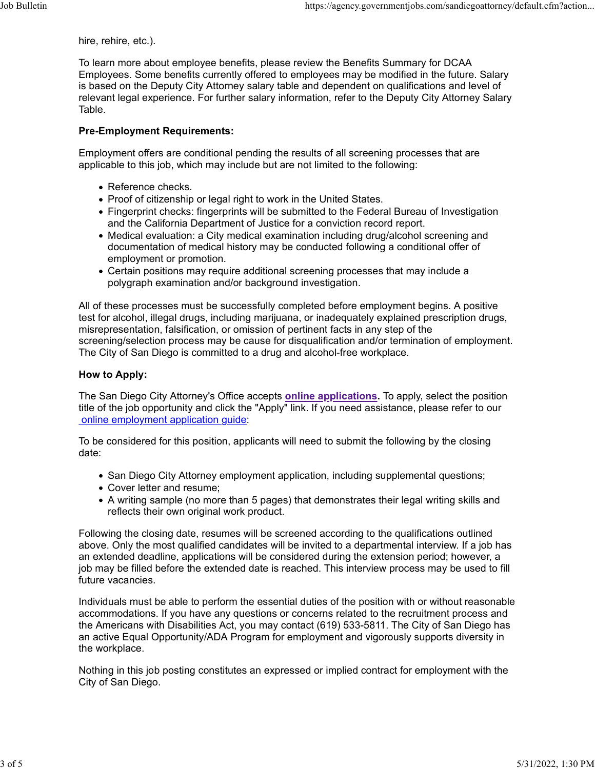hire, rehire, etc.).

To learn more about employee benefits, please review the Benefits Summary for DCAA Employees. Some benefits currently offered to employees may be modified in the future. Salary is based on the Deputy City Attorney salary table and dependent on qualifications and level of relevant legal experience. For further salary information, refer to the Deputy City Attorney Salary Table.

**Pre-Employment Requirements:**

Employment offers are conditional pending the results of all screening processes that are applicable to this job, which may include but are not limited to the following:

- Reference checks.
- Proof of citizenship or legal right to work in the United States.
- Fingerprint checks: fingerprints will be submitted to the Federal Bureau of Investigation and the California Department of Justice for a conviction record report.
- Medical evaluation: a City medical examination including drug/alcohol screening and documentation of medical history may be conducted following a conditional offer of employment or promotion.
- Certain positions may require additional screening processes that may include a polygraph examination and/or background investigation.

All of these processes must be successfully completed before employment begins. A positive test for alcohol, illegal drugs, including marijuana, or inadequately explained prescription drugs, misrepresentation, falsification, or omission of pertinent facts in any step of the screening/selection process may be cause for disqualification and/or termination of employment. The City of San Diego is committed to a drug and alcohol-free workplace.

**How to Apply:**

The San Diego City Attorney's Office accepts **online applications**. To apply, select the position title of the job opportunity and click the "Apply" link. If you need assistance, please refer to our online employment application guide:

To be considered for this position, applicants will need to submit the following by the closing date:

- San Diego City Attorney employment application, including supplemental questions;
- Cover letter and resume;
- A writing sample (no more than 5 pages) that demonstrates their legal writing skills and reflects their own original work product.

Following the closing date, resumes will be screened according to the qualifications outlined above. Only the most qualified candidates will be invited to a departmental interview. If a job has an extended deadline, applications will be considered during the extension period; however, a job may be filled before the extended date is reached. This interview process may be used to fill future vacancies.

Individuals must be able to perform the essential duties of the position with or without reasonable accommodations. If you have any questions or concerns related to the recruitment process and the Americans with Disabilities Act, you may contact (619) 533-5811. The City of San Diego has an active Equal Opportunity/ADA Program for employment and vigorously supports diversity in the workplace.

Nothing in this job posting constitutes an expressed or implied contract for employment with the City of San Diego.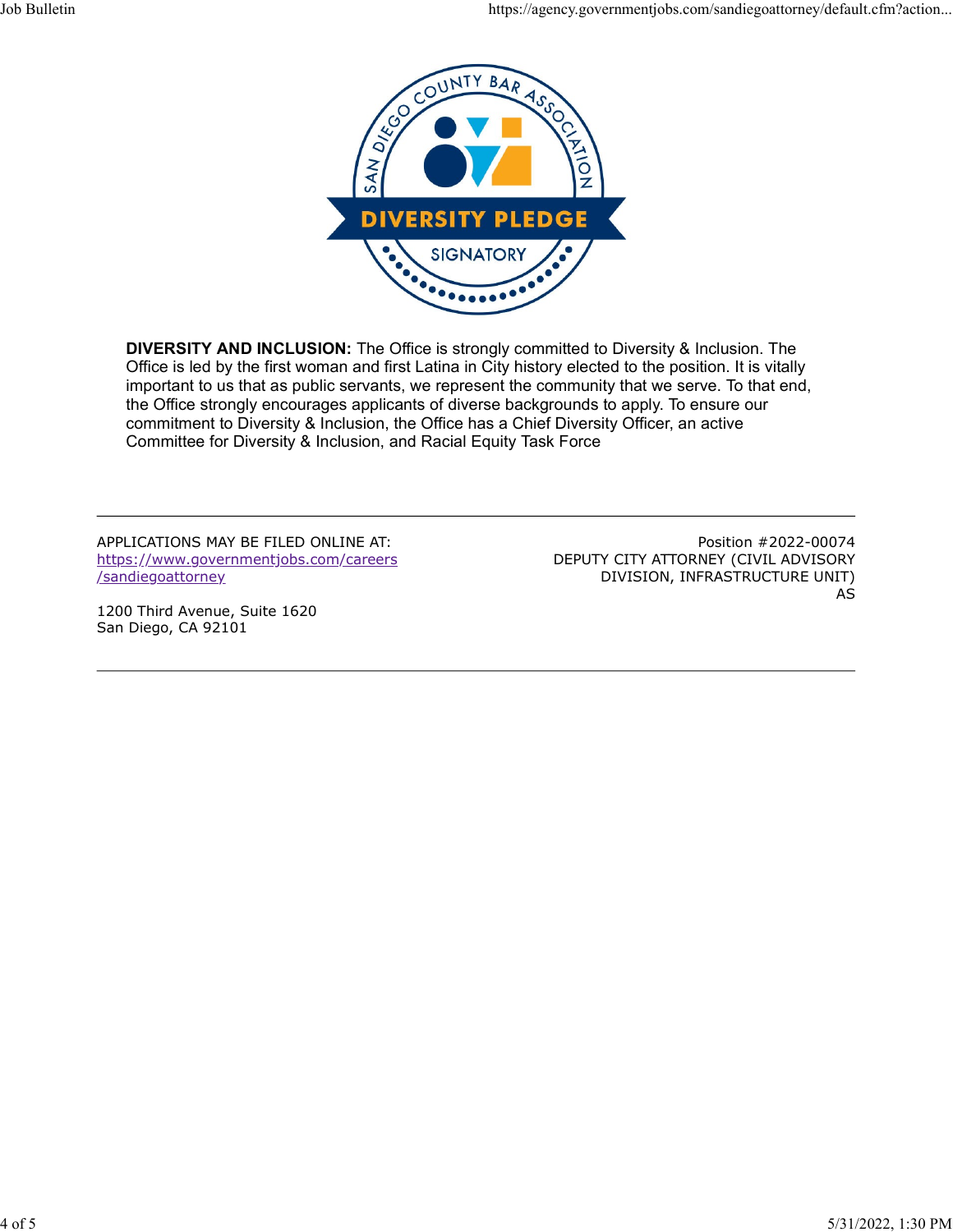**DIVERSITY AND INCLUSION:** The Office is strongly committed to Diversity & Inclusion. The Office is led by the first woman and first Latina in City history elected to the position. It is vitally important to us that as public servants, we represent the community that we serve. To that end, the Office strongly encourages applicants of diverse backgrounds to apply. To ensure our commitment to Diversity & Inclusion, the Office has a Chief Diversity Officer, an active Committee for Diversity & Inclusion, and Racial Equity Task Force

---

APPLICATIONS MAY BE FILED ONLINE AT:
https://www.governmentjobs.com/careers/sandiegoattorney

1200 Third Avenue, Suite 1620
San Diego, CA 92101

Position #2022-00074
DEPUTY CITY ATTORNEY (CIVIL ADVISORY DIVISION, INFRASTRUCTURE UNIT)
AS

---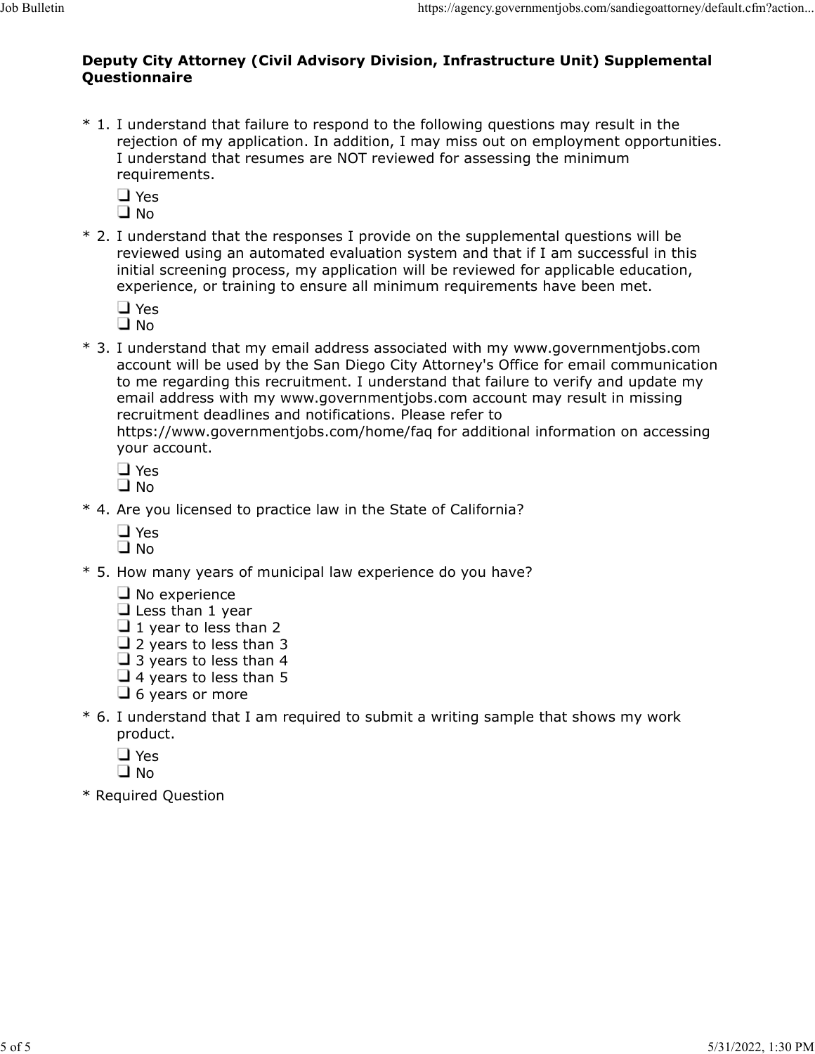**Deputy City Attorney (Civil Advisory Division, Infrastructure Unit) Supplemental Questionnaire**

\* 1. I understand that failure to respond to the following questions may result in the rejection of my application. In addition, I may miss out on employment opportunities. I understand that resumes are NOT reviewed for assessing the minimum requirements.

- ☐ Yes
- ☐ No

\* 2. I understand that the responses I provide on the supplemental questions will be reviewed using an automated evaluation system and that if I am successful in this initial screening process, my application will be reviewed for applicable education, experience, or training to ensure all minimum requirements have been met.

- ☐ Yes
- ☐ No

\* 3. I understand that my email address associated with my www.governmentjobs.com account will be used by the San Diego City Attorney's Office for email communication to me regarding this recruitment. I understand that failure to verify and update my email address with my www.governmentjobs.com account may result in missing recruitment deadlines and notifications. Please refer to https://www.governmentjobs.com/home/faq for additional information on accessing your account.

- ☐ Yes
- ☐ No

\* 4. Are you licensed to practice law in the State of California?

- ☐ Yes
- ☐ No

\* 5. How many years of municipal law experience do you have?

- ☐ No experience
- ☐ Less than 1 year
- ☐ 1 year to less than 2
- ☐ 2 years to less than 3
- ☐ 3 years to less than 4
- ☐ 4 years to less than 5
- ☐ 6 years or more

\* 6. I understand that I am required to submit a writing sample that shows my work product.

- ☐ Yes
- ☐ No

\* Required Question